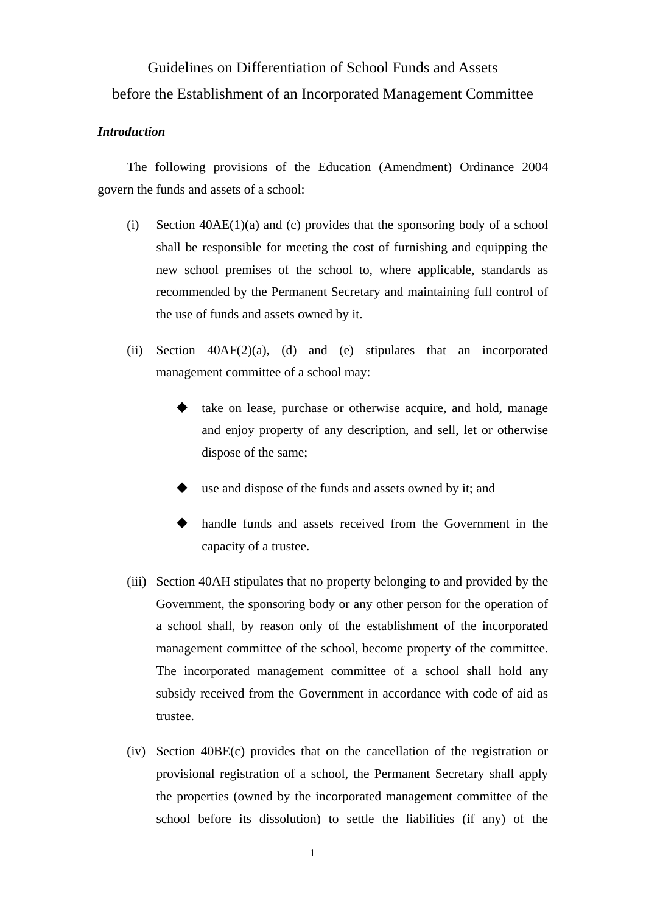# Guidelines on Differentiation of School Funds and Assets before the Establishment of an Incorporated Management Committee

***Introduction***

The following provisions of the Education (Amendment) Ordinance 2004 govern the funds and assets of a school:

(i) Section 40AE(1)(a) and (c) provides that the sponsoring body of a school shall be responsible for meeting the cost of furnishing and equipping the new school premises of the school to, where applicable, standards as recommended by the Permanent Secretary and maintaining full control of the use of funds and assets owned by it.

(ii) Section 40AF(2)(a), (d) and (e) stipulates that an incorporated management committee of a school may:

- take on lease, purchase or otherwise acquire, and hold, manage and enjoy property of any description, and sell, let or otherwise dispose of the same;
- use and dispose of the funds and assets owned by it; and
- handle funds and assets received from the Government in the capacity of a trustee.

(iii) Section 40AH stipulates that no property belonging to and provided by the Government, the sponsoring body or any other person for the operation of a school shall, by reason only of the establishment of the incorporated management committee of the school, become property of the committee. The incorporated management committee of a school shall hold any subsidy received from the Government in accordance with code of aid as trustee.

(iv) Section 40BE(c) provides that on the cancellation of the registration or provisional registration of a school, the Permanent Secretary shall apply the properties (owned by the incorporated management committee of the school before its dissolution) to settle the liabilities (if any) of the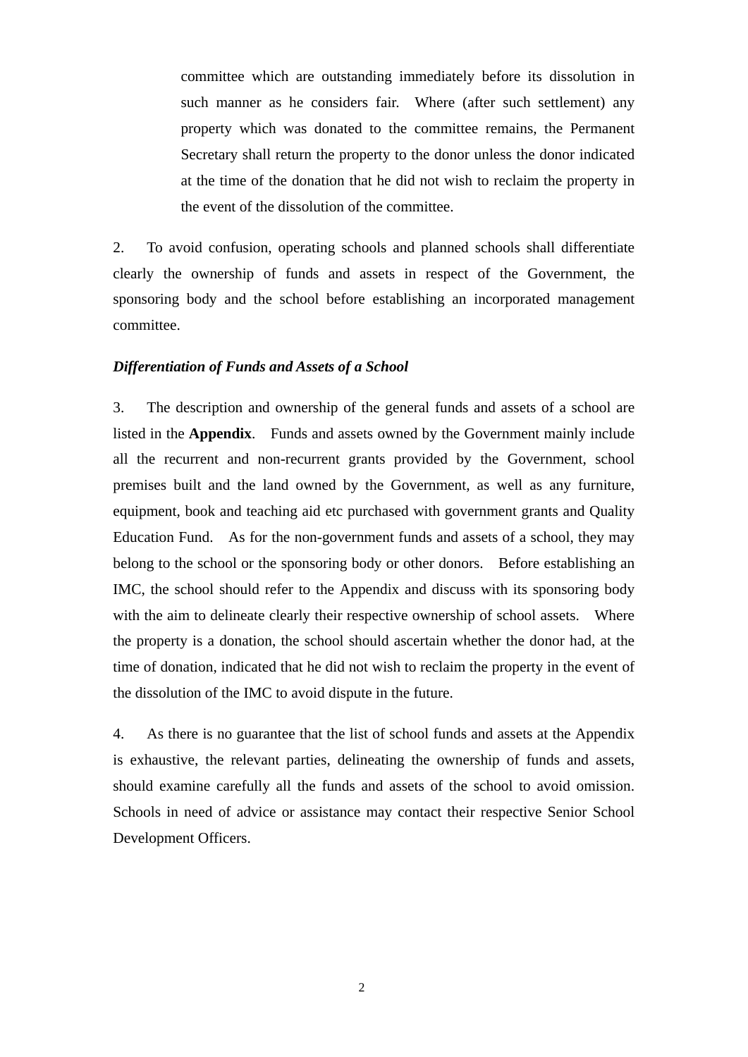committee which are outstanding immediately before its dissolution in such manner as he considers fair. Where (after such settlement) any property which was donated to the committee remains, the Permanent Secretary shall return the property to the donor unless the donor indicated at the time of the donation that he did not wish to reclaim the property in the event of the dissolution of the committee.

2. To avoid confusion, operating schools and planned schools shall differentiate clearly the ownership of funds and assets in respect of the Government, the sponsoring body and the school before establishing an incorporated management committee.

***Differentiation of Funds and Assets of a School***

3. The description and ownership of the general funds and assets of a school are listed in the **Appendix**. Funds and assets owned by the Government mainly include all the recurrent and non-recurrent grants provided by the Government, school premises built and the land owned by the Government, as well as any furniture, equipment, book and teaching aid etc purchased with government grants and Quality Education Fund. As for the non-government funds and assets of a school, they may belong to the school or the sponsoring body or other donors. Before establishing an IMC, the school should refer to the Appendix and discuss with its sponsoring body with the aim to delineate clearly their respective ownership of school assets. Where the property is a donation, the school should ascertain whether the donor had, at the time of donation, indicated that he did not wish to reclaim the property in the event of the dissolution of the IMC to avoid dispute in the future.

4. As there is no guarantee that the list of school funds and assets at the Appendix is exhaustive, the relevant parties, delineating the ownership of funds and assets, should examine carefully all the funds and assets of the school to avoid omission. Schools in need of advice or assistance may contact their respective Senior School Development Officers.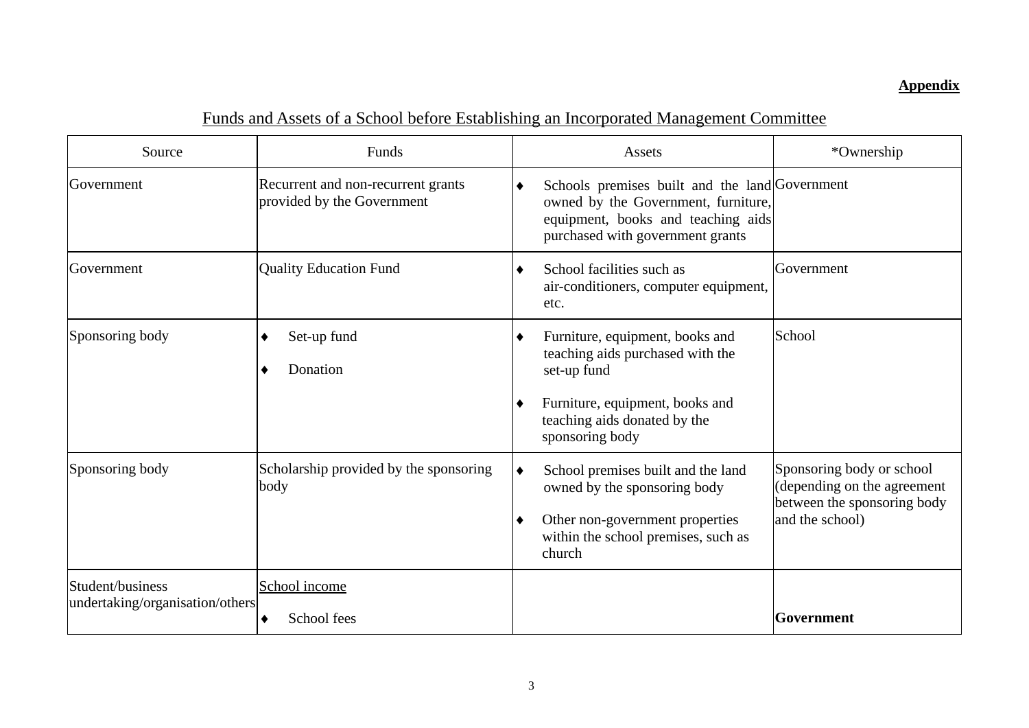**Appendix**

## Funds and Assets of a School before Establishing an Incorporated Management Committee

| Source | Funds | Assets | *Ownership |
|---|---|---|---|
| Government | Recurrent and non-recurrent grants provided by the Government | ♦ Schools premises built and the land owned by the Government, furniture, equipment, books and teaching aids purchased with government grants | Government |
| Government | Quality Education Fund | ♦ School facilities such as air-conditioners, computer equipment, etc. | Government |
| Sponsoring body | ♦ Set-up fund<br>♦ Donation | ♦ Furniture, equipment, books and teaching aids purchased with the set-up fund<br>♦ Furniture, equipment, books and teaching aids donated by the sponsoring body | School |
| Sponsoring body | Scholarship provided by the sponsoring body | ♦ School premises built and the land owned by the sponsoring body<br>♦ Other non-government properties within the school premises, such as church | Sponsoring body or school (depending on the agreement between the sponsoring body and the school) |
| Student/business undertaking/organisation/others | School income<br>♦ School fees | | **Government** |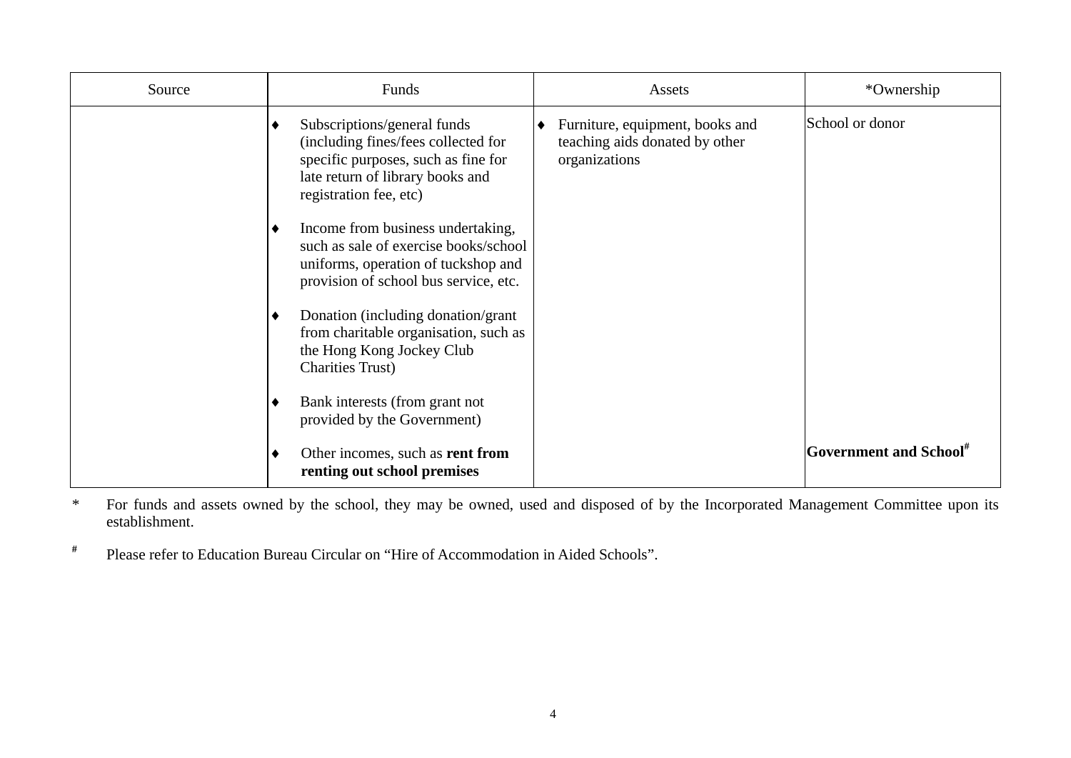| Source | Funds | Assets | *Ownership |
|---|---|---|---|
| | ♦ Subscriptions/general funds (including fines/fees collected for specific purposes, such as fine for late return of library books and registration fee, etc)<br><br>♦ Income from business undertaking, such as sale of exercise books/school uniforms, operation of tuckshop and provision of school bus service, etc.<br><br>♦ Donation (including donation/grant from charitable organisation, such as the Hong Kong Jockey Club Charities Trust)<br><br>♦ Bank interests (from grant not provided by the Government) | ♦ Furniture, equipment, books and teaching aids donated by other organizations | School or donor |
| | ♦ Other incomes, such as **rent from renting out school premises** | | **Government and School#** |

\* For funds and assets owned by the school, they may be owned, used and disposed of by the Incorporated Management Committee upon its establishment.

\# Please refer to Education Bureau Circular on "Hire of Accommodation in Aided Schools".